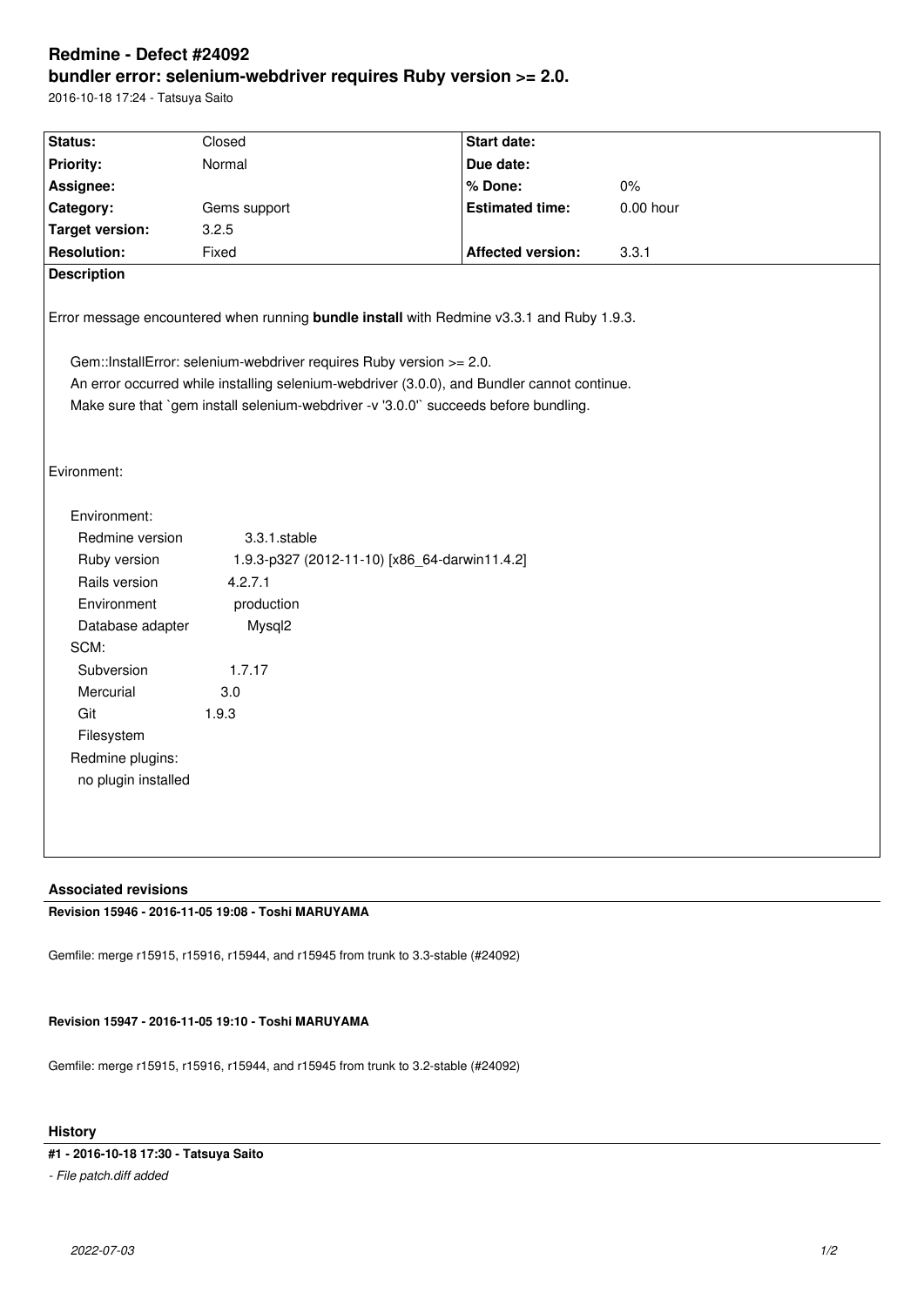# Redmine - Defect #24092

## bundler error: selenium-webdriver requires Ruby version >= 2.0.

2016-10-18 17:24 - Tatsuya Saito

| Status: | Closed | Start date: | |
|---|---|---|---|
| Priority: | Normal | Due date: | |
| Assignee: | | % Done: | 0% |
| Category: | Gems support | Estimated time: | 0.00 hour |
| Target version: | 3.2.5 | | |
| Resolution: | Fixed | Affected version: | 3.3.1 |

**Description**

Error message encountered when running **bundle install** with Redmine v3.3.1 and Ruby 1.9.3.

```
Gem::InstallError: selenium-webdriver requires Ruby version >= 2.0.
An error occurred while installing selenium-webdriver (3.0.0), and Bundler cannot continue.
Make sure that `gem install selenium-webdriver -v '3.0.0'` succeeds before bundling.
```

Evironment:

```
Environment:
  Redmine version          3.3.1.stable
  Ruby version             1.9.3-p327 (2012-11-10) [x86_64-darwin11.4.2]
  Rails version            4.2.7.1
  Environment              production
  Database adapter         Mysql2
SCM:
  Subversion               1.7.17
  Mercurial                3.0
  Git                      1.9.3
  Filesystem
Redmine plugins:
  no plugin installed
```

### Associated revisions

**Revision 15946 - 2016-11-05 19:08 - Toshi MARUYAMA**

Gemfile: merge r15915, r15916, r15944, and r15945 from trunk to 3.3-stable (#24092)

**Revision 15947 - 2016-11-05 19:10 - Toshi MARUYAMA**

Gemfile: merge r15915, r15916, r15944, and r15945 from trunk to 3.2-stable (#24092)

### History

**#1 - 2016-10-18 17:30 - Tatsuya Saito**

*- File patch.diff added*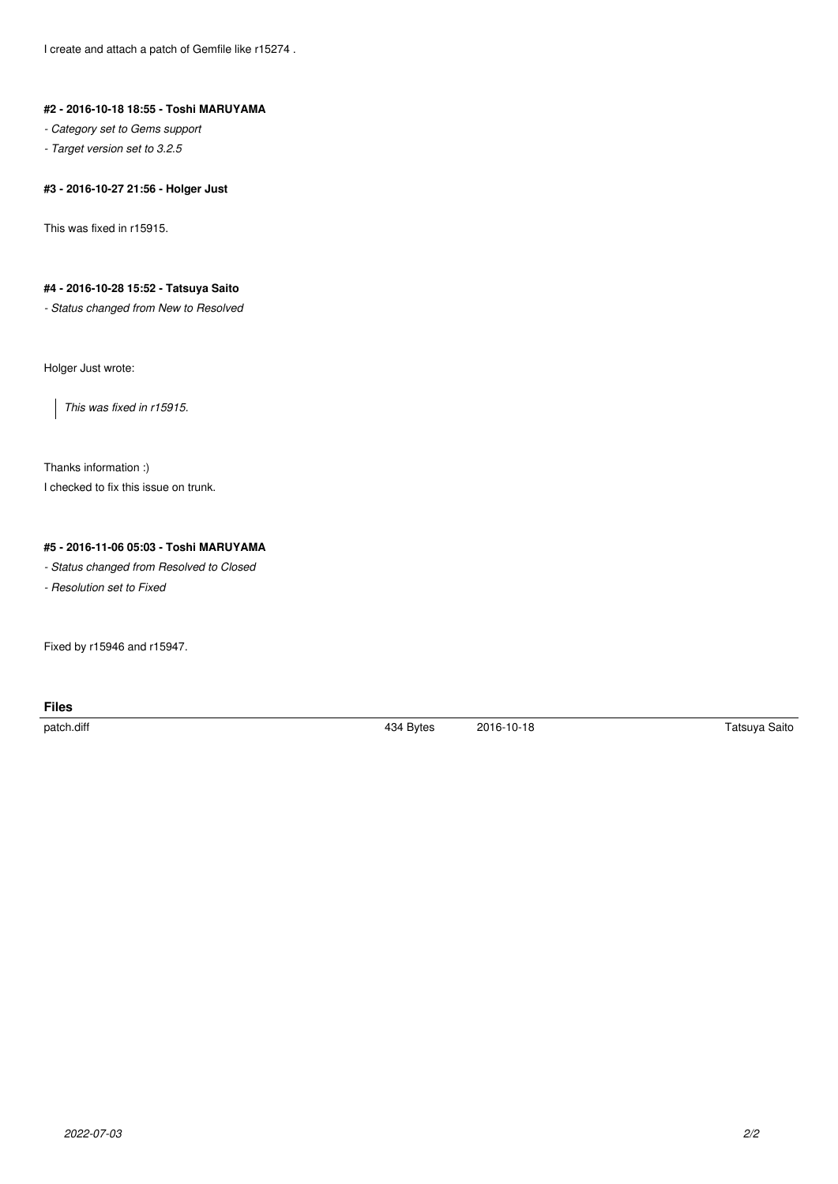I create and attach a patch of Gemfile like r15274 .

#### #2 - 2016-10-18 18:55 - Toshi MARUYAMA

- *Category set to Gems support*
- *Target version set to 3.2.5*

#### #3 - 2016-10-27 21:56 - Holger Just

This was fixed in r15915.

#### #4 - 2016-10-28 15:52 - Tatsuya Saito

- *Status changed from New to Resolved*

Holger Just wrote:

> *This was fixed in r15915.*

Thanks information :)
I checked to fix this issue on trunk.

#### #5 - 2016-11-06 05:03 - Toshi MARUYAMA

- *Status changed from Resolved to Closed*
- *Resolution set to Fixed*

Fixed by r15946 and r15947.

#### Files

| | | | |
|---|---|---|---|
| patch.diff | 434 Bytes | 2016-10-18 | Tatsuya Saito |